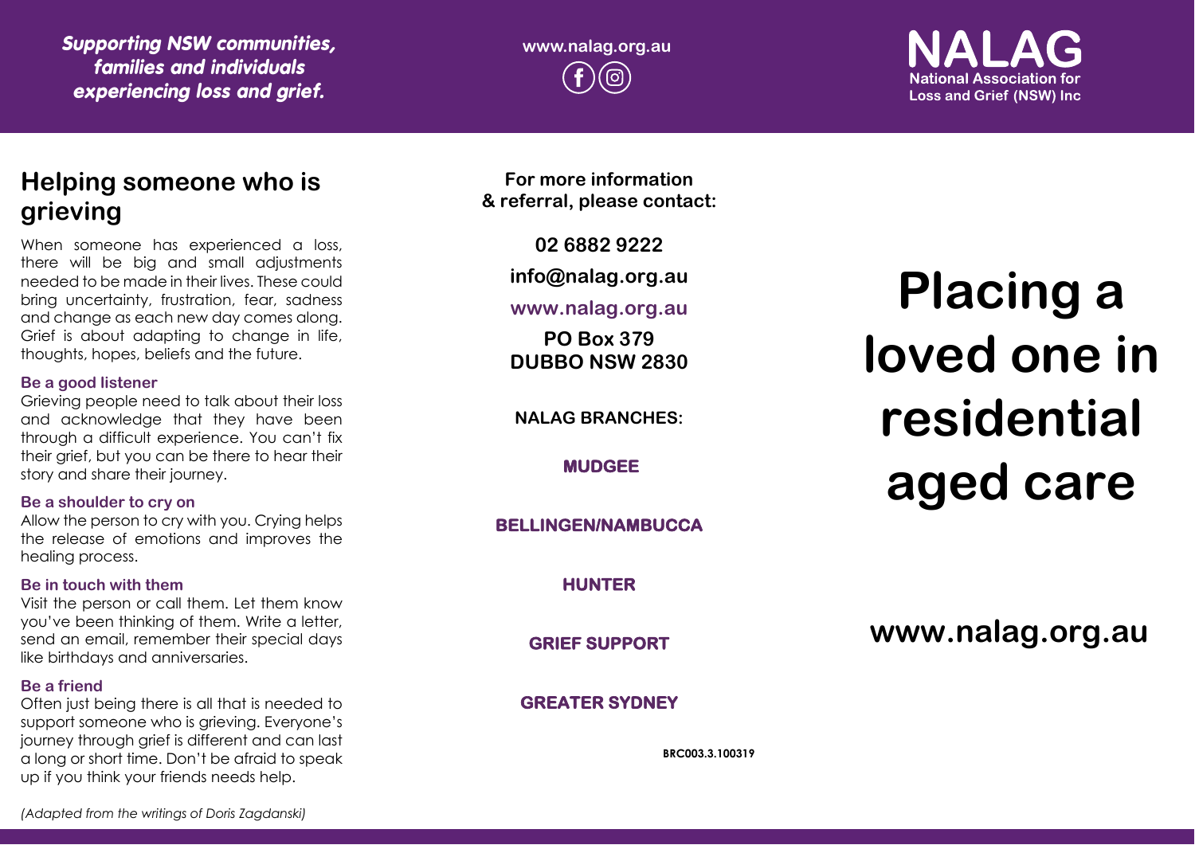*Supporting NSW communities, families and individuals experiencing loss and grief.*

www.nalag.org.au

**NALAG**
National Association for Loss and Grief (NSW) Inc

## Helping someone who is grieving

When someone has experienced a loss, there will be big and small adjustments needed to be made in their lives. These could bring uncertainty, frustration, fear, sadness and change as each new day comes along. Grief is about adapting to change in life, thoughts, hopes, beliefs and the future.

### Be a good listener

Grieving people need to talk about their loss and acknowledge that they have been through a difficult experience. You can't fix their grief, but you can be there to hear their story and share their journey.

### Be a shoulder to cry on

Allow the person to cry with you. Crying helps the release of emotions and improves the healing process.

### Be in touch with them

Visit the person or call them. Let them know you've been thinking of them. Write a letter, send an email, remember their special days like birthdays and anniversaries.

### Be a friend

Often just being there is all that is needed to support someone who is grieving. Everyone's journey through grief is different and can last a long or short time. Don't be afraid to speak up if you think your friends needs help.

*(Adapted from the writings of Doris Zagdanski)*

**For more information & referral, please contact:**

**02 6882 9222**

**info@nalag.org.au**

**www.nalag.org.au**

**PO Box 379**
**DUBBO NSW 2830**

**NALAG BRANCHES:**

**MUDGEE**

**BELLINGEN/NAMBUCCA**

**HUNTER**

**GRIEF SUPPORT**

**GREATER SYDNEY**

BRC003.3.100319

# Placing a loved one in residential aged care

**www.nalag.org.au**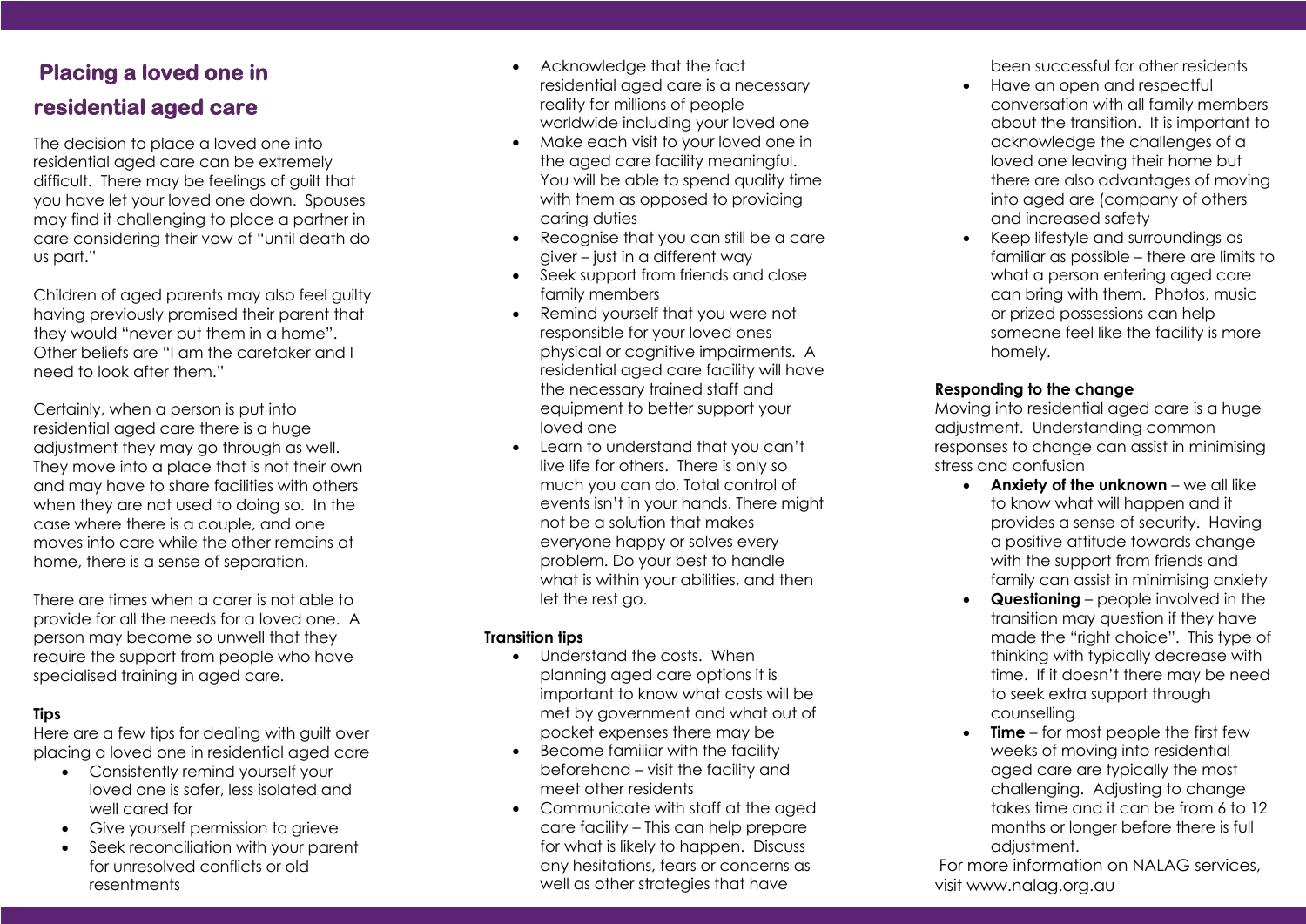## Placing a loved one in residential aged care

The decision to place a loved one into residential aged care can be extremely difficult. There may be feelings of guilt that you have let your loved one down. Spouses may find it challenging to place a partner in care considering their vow of "until death do us part."

Children of aged parents may also feel guilty having previously promised their parent that they would "never put them in a home". Other beliefs are "I am the caretaker and I need to look after them."

Certainly, when a person is put into residential aged care there is a huge adjustment they may go through as well. They move into a place that is not their own and may have to share facilities with others when they are not used to doing so. In the case where there is a couple, and one moves into care while the other remains at home, there is a sense of separation.

There are times when a carer is not able to provide for all the needs for a loved one. A person may become so unwell that they require the support from people who have specialised training in aged care.

**Tips**

Here are a few tips for dealing with guilt over placing a loved one in residential aged care

- Consistently remind yourself your loved one is safer, less isolated and well cared for
- Give yourself permission to grieve
- Seek reconciliation with your parent for unresolved conflicts or old resentments
- Acknowledge that the fact residential aged care is a necessary reality for millions of people worldwide including your loved one
- Make each visit to your loved one in the aged care facility meaningful. You will be able to spend quality time with them as opposed to providing caring duties
- Recognise that you can still be a care giver – just in a different way
- Seek support from friends and close family members
- Remind yourself that you were not responsible for your loved ones physical or cognitive impairments. A residential aged care facility will have the necessary trained staff and equipment to better support your loved one
- Learn to understand that you can't live life for others. There is only so much you can do. Total control of events isn't in your hands. There might not be a solution that makes everyone happy or solves every problem. Do your best to handle what is within your abilities, and then let the rest go.

**Transition tips**

- Understand the costs. When planning aged care options it is important to know what costs will be met by government and what out of pocket expenses there may be
- Become familiar with the facility beforehand – visit the facility and meet other residents
- Communicate with staff at the aged care facility – This can help prepare for what is likely to happen. Discuss any hesitations, fears or concerns as well as other strategies that have been successful for other residents
- Have an open and respectful conversation with all family members about the transition. It is important to acknowledge the challenges of a loved one leaving their home but there are also advantages of moving into aged are (company of others and increased safety
- Keep lifestyle and surroundings as familiar as possible – there are limits to what a person entering aged care can bring with them. Photos, music or prized possessions can help someone feel like the facility is more homely.

**Responding to the change**

Moving into residential aged care is a huge adjustment. Understanding common responses to change can assist in minimising stress and confusion

- **Anxiety of the unknown** – we all like to know what will happen and it provides a sense of security. Having a positive attitude towards change with the support from friends and family can assist in minimising anxiety
- **Questioning** – people involved in the transition may question if they have made the "right choice". This type of thinking with typically decrease with time. If it doesn't there may be need to seek extra support through counselling
- **Time** – for most people the first few weeks of moving into residential aged care are typically the most challenging. Adjusting to change takes time and it can be from 6 to 12 months or longer before there is full adjustment.

For more information on NALAG services, visit www.nalag.org.au